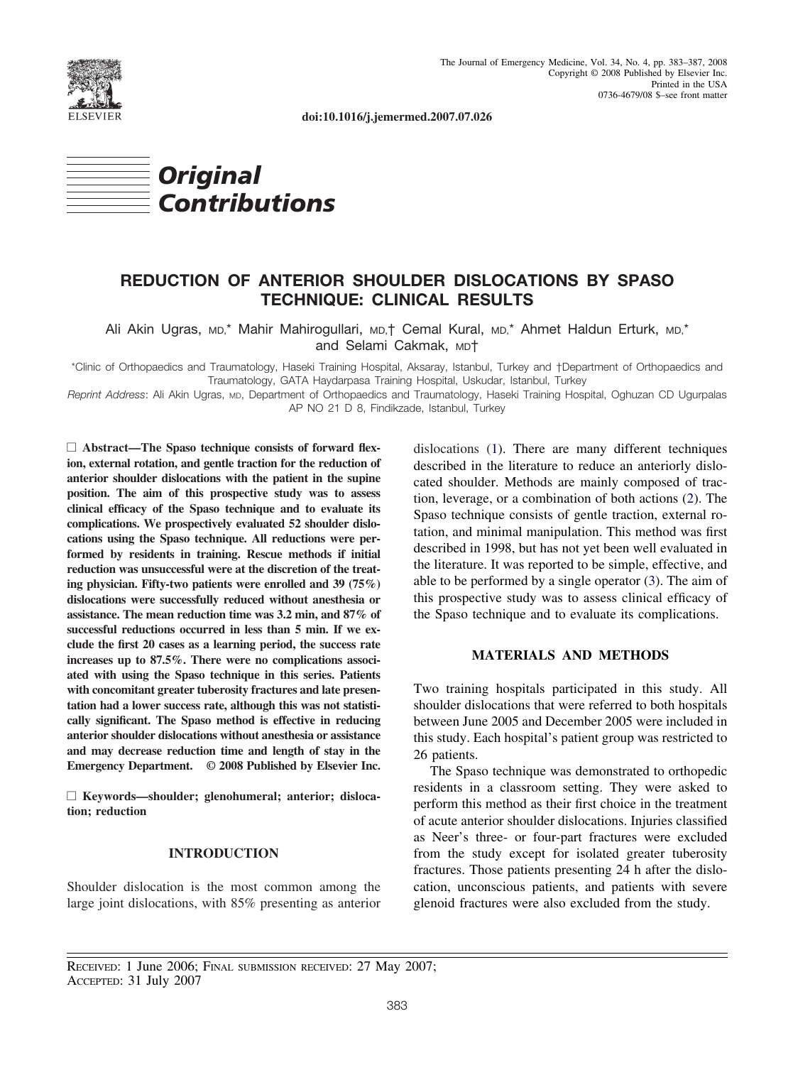doi:10.1016/j.jemermed.2007.07.026

*Original Contributions*

# REDUCTION OF ANTERIOR SHOULDER DISLOCATIONS BY SPASO TECHNIQUE: CLINICAL RESULTS

Ali Akin Ugras, MD,* Mahir Mahirogullari, MD,† Cemal Kural, MD,* Ahmet Haldun Erturk, MD,* and Selami Cakmak, MD†

*Clinic of Orthopaedics and Traumatology, Haseki Training Hospital, Aksaray, Istanbul, Turkey and †Department of Orthopaedics and Traumatology, GATA Haydarpasa Training Hospital, Uskudar, Istanbul, Turkey

*Reprint Address*: Ali Akin Ugras, MD, Department of Orthopaedics and Traumatology, Haseki Training Hospital, Oghuzan CD Ugurpalas AP NO 21 D 8, Findikzade, Istanbul, Turkey

☐ **Abstract—The Spaso technique consists of forward flexion, external rotation, and gentle traction for the reduction of anterior shoulder dislocations with the patient in the supine position. The aim of this prospective study was to assess clinical efficacy of the Spaso technique and to evaluate its complications. We prospectively evaluated 52 shoulder dislocations using the Spaso technique. All reductions were performed by residents in training. Rescue methods if initial reduction was unsuccessful were at the discretion of the treating physician. Fifty-two patients were enrolled and 39 (75%) dislocations were successfully reduced without anesthesia or assistance. The mean reduction time was 3.2 min, and 87% of successful reductions occurred in less than 5 min. If we exclude the first 20 cases as a learning period, the success rate increases up to 87.5%. There were no complications associated with using the Spaso technique in this series. Patients with concomitant greater tuberosity fractures and late presentation had a lower success rate, although this was not statistically significant. The Spaso method is effective in reducing anterior shoulder dislocations without anesthesia or assistance and may decrease reduction time and length of stay in the Emergency Department. © 2008 Published by Elsevier Inc.**

☐ **Keywords—shoulder; glenohumeral; anterior; dislocation; reduction**

## INTRODUCTION

Shoulder dislocation is the most common among the large joint dislocations, with 85% presenting as anterior dislocations (1). There are many different techniques described in the literature to reduce an anteriorly dislocated shoulder. Methods are mainly composed of traction, leverage, or a combination of both actions (2). The Spaso technique consists of gentle traction, external rotation, and minimal manipulation. This method was first described in 1998, but has not yet been well evaluated in the literature. It was reported to be simple, effective, and able to be performed by a single operator (3). The aim of this prospective study was to assess clinical efficacy of the Spaso technique and to evaluate its complications.

## MATERIALS AND METHODS

Two training hospitals participated in this study. All shoulder dislocations that were referred to both hospitals between June 2005 and December 2005 were included in this study. Each hospital's patient group was restricted to 26 patients.

The Spaso technique was demonstrated to orthopedic residents in a classroom setting. They were asked to perform this method as their first choice in the treatment of acute anterior shoulder dislocations. Injuries classified as Neer's three- or four-part fractures were excluded from the study except for isolated greater tuberosity fractures. Those patients presenting 24 h after the dislocation, unconscious patients, and patients with severe glenoid fractures were also excluded from the study.

RECEIVED: 1 June 2006; FINAL SUBMISSION RECEIVED: 27 May 2007; ACCEPTED: 31 July 2007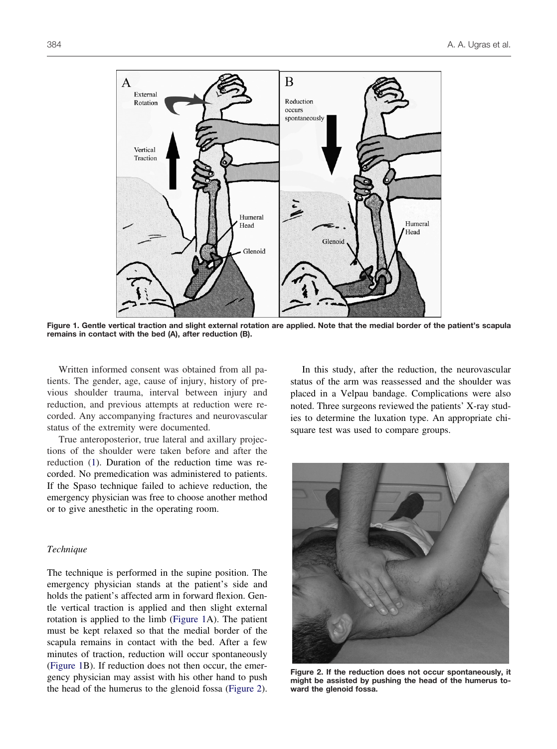Figure 1. Gentle vertical traction and slight external rotation are applied. Note that the medial border of the patient's scapula remains in contact with the bed (A), after reduction (B).

Written informed consent was obtained from all patients. The gender, age, cause of injury, history of previous shoulder trauma, interval between injury and reduction, and previous attempts at reduction were recorded. Any accompanying fractures and neurovascular status of the extremity were documented.

True anteroposterior, true lateral and axillary projections of the shoulder were taken before and after the reduction (1). Duration of the reduction time was recorded. No premedication was administered to patients. If the Spaso technique failed to achieve reduction, the emergency physician was free to choose another method or to give anesthetic in the operating room.

*Technique*

The technique is performed in the supine position. The emergency physician stands at the patient's side and holds the patient's affected arm in forward flexion. Gentle vertical traction is applied and then slight external rotation is applied to the limb (Figure 1A). The patient must be kept relaxed so that the medial border of the scapula remains in contact with the bed. After a few minutes of traction, reduction will occur spontaneously (Figure 1B). If reduction does not then occur, the emergency physician may assist with his other hand to push the head of the humerus to the glenoid fossa (Figure 2).

In this study, after the reduction, the neurovascular status of the arm was reassessed and the shoulder was placed in a Velpau bandage. Complications were also noted. Three surgeons reviewed the patients' X-ray studies to determine the luxation type. An appropriate chi-square test was used to compare groups.

Figure 2. If the reduction does not occur spontaneously, it might be assisted by pushing the head of the humerus toward the glenoid fossa.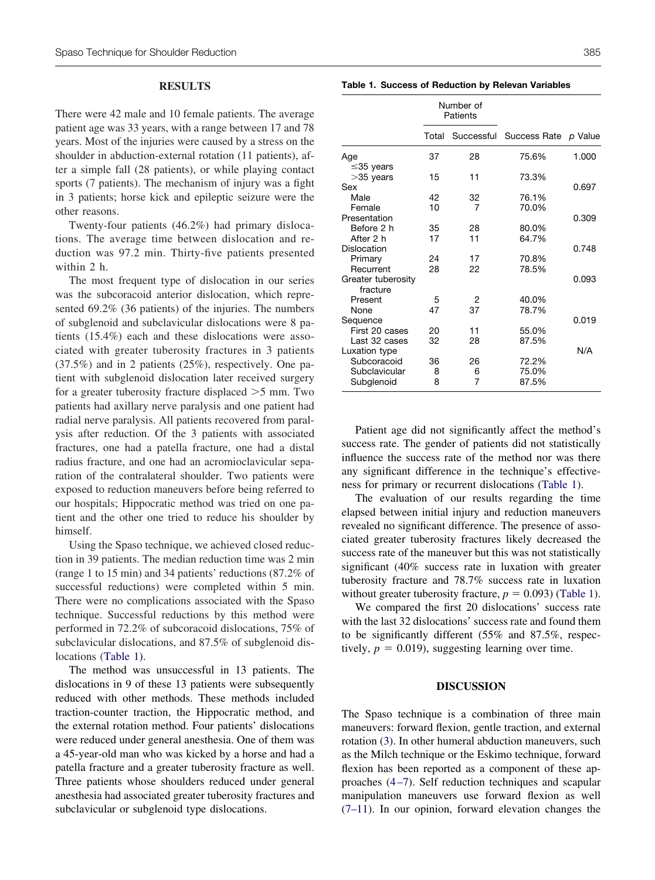## RESULTS

There were 42 male and 10 female patients. The average patient age was 33 years, with a range between 17 and 78 years. Most of the injuries were caused by a stress on the shoulder in abduction-external rotation (11 patients), after a simple fall (28 patients), or while playing contact sports (7 patients). The mechanism of injury was a fight in 3 patients; horse kick and epileptic seizure were the other reasons.

Twenty-four patients (46.2%) had primary dislocations. The average time between dislocation and reduction was 97.2 min. Thirty-five patients presented within 2 h.

The most frequent type of dislocation in our series was the subcoracoid anterior dislocation, which represented 69.2% (36 patients) of the injuries. The numbers of subglenoid and subclavicular dislocations were 8 patients (15.4%) each and these dislocations were associated with greater tuberosity fractures in 3 patients (37.5%) and in 2 patients (25%), respectively. One patient with subglenoid dislocation later received surgery for a greater tuberosity fracture displaced >5 mm. Two patients had axillary nerve paralysis and one patient had radial nerve paralysis. All patients recovered from paralysis after reduction. Of the 3 patients with associated fractures, one had a patella fracture, one had a distal radius fracture, and one had an acromioclavicular separation of the contralateral shoulder. Two patients were exposed to reduction maneuvers before being referred to our hospitals; Hippocratic method was tried on one patient and the other one tried to reduce his shoulder by himself.

Using the Spaso technique, we achieved closed reduction in 39 patients. The median reduction time was 2 min (range 1 to 15 min) and 34 patients' reductions (87.2% of successful reductions) were completed within 5 min. There were no complications associated with the Spaso technique. Successful reductions by this method were performed in 72.2% of subcoracoid dislocations, 75% of subclavicular dislocations, and 87.5% of subglenoid dislocations (Table 1).

The method was unsuccessful in 13 patients. The dislocations in 9 of these 13 patients were subsequently reduced with other methods. These methods included traction-counter traction, the Hippocratic method, and the external rotation method. Four patients' dislocations were reduced under general anesthesia. One of them was a 45-year-old man who was kicked by a horse and had a patella fracture and a greater tuberosity fracture as well. Three patients whose shoulders reduced under general anesthesia had associated greater tuberosity fractures and subclavicular or subglenoid type dislocations.

**Table 1. Success of Reduction by Relevan Variables**

| | Number of Patients | | | |
|---|---|---|---|---|
| | Total | Successful | Success Rate | *p* Value |
| Age | | | | 1.000 |
| ≤35 years | 37 | 28 | 75.6% | |
| >35 years | 15 | 11 | 73.3% | |
| Sex | | | | 0.697 |
| Male | 42 | 32 | 76.1% | |
| Female | 10 | 7 | 70.0% | |
| Presentation | | | | 0.309 |
| Before 2 h | 35 | 28 | 80.0% | |
| After 2 h | 17 | 11 | 64.7% | |
| Dislocation | | | | 0.748 |
| Primary | 24 | 17 | 70.8% | |
| Recurrent | 28 | 22 | 78.5% | |
| Greater tuberosity fracture | | | | 0.093 |
| Present | 5 | 2 | 40.0% | |
| None | 47 | 37 | 78.7% | |
| Sequence | | | | 0.019 |
| First 20 cases | 20 | 11 | 55.0% | |
| Last 32 cases | 32 | 28 | 87.5% | |
| Luxation type | | | | N/A |
| Subcoracoid | 36 | 26 | 72.2% | |
| Subclavicular | 8 | 6 | 75.0% | |
| Subglenoid | 8 | 7 | 87.5% | |

Patient age did not significantly affect the method's success rate. The gender of patients did not statistically influence the success rate of the method nor was there any significant difference in the technique's effectiveness for primary or recurrent dislocations (Table 1).

The evaluation of our results regarding the time elapsed between initial injury and reduction maneuvers revealed no significant difference. The presence of associated greater tuberosity fractures likely decreased the success rate of the maneuver but this was not statistically significant (40% success rate in luxation with greater tuberosity fracture and 78.7% success rate in luxation without greater tuberosity fracture, $p = 0.093$) (Table 1).

We compared the first 20 dislocations' success rate with the last 32 dislocations' success rate and found them to be significantly different (55% and 87.5%, respectively, $p = 0.019$), suggesting learning over time.

## DISCUSSION

The Spaso technique is a combination of three main maneuvers: forward flexion, gentle traction, and external rotation (3). In other humeral abduction maneuvers, such as the Milch technique or the Eskimo technique, forward flexion has been reported as a component of these approaches (4–7). Self reduction techniques and scapular manipulation maneuvers use forward flexion as well (7–11). In our opinion, forward elevation changes the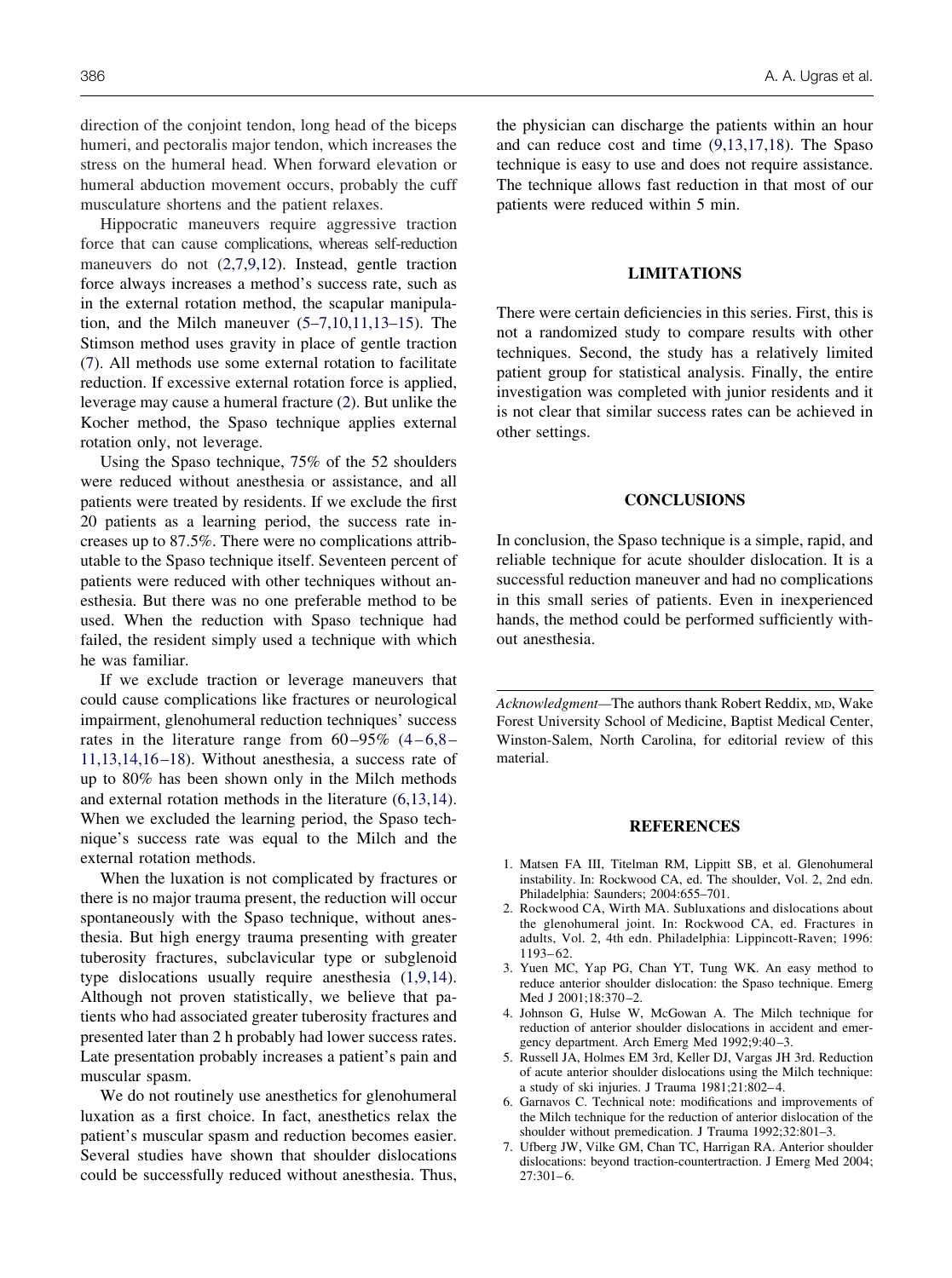direction of the conjoint tendon, long head of the biceps humeri, and pectoralis major tendon, which increases the stress on the humeral head. When forward elevation or humeral abduction movement occurs, probably the cuff musculature shortens and the patient relaxes.

Hippocratic maneuvers require aggressive traction force that can cause complications, whereas self-reduction maneuvers do not (2,7,9,12). Instead, gentle traction force always increases a method's success rate, such as in the external rotation method, the scapular manipulation, and the Milch maneuver (5–7,10,11,13–15). The Stimson method uses gravity in place of gentle traction (7). All methods use some external rotation to facilitate reduction. If excessive external rotation force is applied, leverage may cause a humeral fracture (2). But unlike the Kocher method, the Spaso technique applies external rotation only, not leverage.

Using the Spaso technique, 75% of the 52 shoulders were reduced without anesthesia or assistance, and all patients were treated by residents. If we exclude the first 20 patients as a learning period, the success rate increases up to 87.5%. There were no complications attributable to the Spaso technique itself. Seventeen percent of patients were reduced with other techniques without anesthesia. But there was no one preferable method to be used. When the reduction with Spaso technique had failed, the resident simply used a technique with which he was familiar.

If we exclude traction or leverage maneuvers that could cause complications like fractures or neurological impairment, glenohumeral reduction techniques' success rates in the literature range from 60–95% (4–6,8–11,13,14,16–18). Without anesthesia, a success rate of up to 80% has been shown only in the Milch methods and external rotation methods in the literature (6,13,14). When we excluded the learning period, the Spaso technique's success rate was equal to the Milch and the external rotation methods.

When the luxation is not complicated by fractures or there is no major trauma present, the reduction will occur spontaneously with the Spaso technique, without anesthesia. But high energy trauma presenting with greater tuberosity fractures, subclavicular type or subglenoid type dislocations usually require anesthesia (1,9,14). Although not proven statistically, we believe that patients who had associated greater tuberosity fractures and presented later than 2 h probably had lower success rates. Late presentation probably increases a patient's pain and muscular spasm.

We do not routinely use anesthetics for glenohumeral luxation as a first choice. In fact, anesthetics relax the patient's muscular spasm and reduction becomes easier. Several studies have shown that shoulder dislocations could be successfully reduced without anesthesia. Thus, the physician can discharge the patients within an hour and can reduce cost and time (9,13,17,18). The Spaso technique is easy to use and does not require assistance. The technique allows fast reduction in that most of our patients were reduced within 5 min.

## LIMITATIONS

There were certain deficiencies in this series. First, this is not a randomized study to compare results with other techniques. Second, the study has a relatively limited patient group for statistical analysis. Finally, the entire investigation was completed with junior residents and it is not clear that similar success rates can be achieved in other settings.

## CONCLUSIONS

In conclusion, the Spaso technique is a simple, rapid, and reliable technique for acute shoulder dislocation. It is a successful reduction maneuver and had no complications in this small series of patients. Even in inexperienced hands, the method could be performed sufficiently without anesthesia.

*Acknowledgment*—The authors thank Robert Reddix, MD, Wake Forest University School of Medicine, Baptist Medical Center, Winston-Salem, North Carolina, for editorial review of this material.

## REFERENCES

1. Matsen FA III, Titelman RM, Lippitt SB, et al. Glenohumeral instability. In: Rockwood CA, ed. The shoulder, Vol. 2, 2nd edn. Philadelphia: Saunders; 2004:655–701.
2. Rockwood CA, Wirth MA. Subluxations and dislocations about the glenohumeral joint. In: Rockwood CA, ed. Fractures in adults, Vol. 2, 4th edn. Philadelphia: Lippincott-Raven; 1996: 1193–62.
3. Yuen MC, Yap PG, Chan YT, Tung WK. An easy method to reduce anterior shoulder dislocation: the Spaso technique. Emerg Med J 2001;18:370–2.
4. Johnson G, Hulse W, McGowan A. The Milch technique for reduction of anterior shoulder dislocations in accident and emergency department. Arch Emerg Med 1992;9:40–3.
5. Russell JA, Holmes EM 3rd, Keller DJ, Vargas JH 3rd. Reduction of acute anterior shoulder dislocations using the Milch technique: a study of ski injuries. J Trauma 1981;21:802–4.
6. Garnavos C. Technical note: modifications and improvements of the Milch technique for the reduction of anterior dislocation of the shoulder without premedication. J Trauma 1992;32:801–3.
7. Ufberg JW, Vilke GM, Chan TC, Harrigan RA. Anterior shoulder dislocations: beyond traction-countertraction. J Emerg Med 2004; 27:301–6.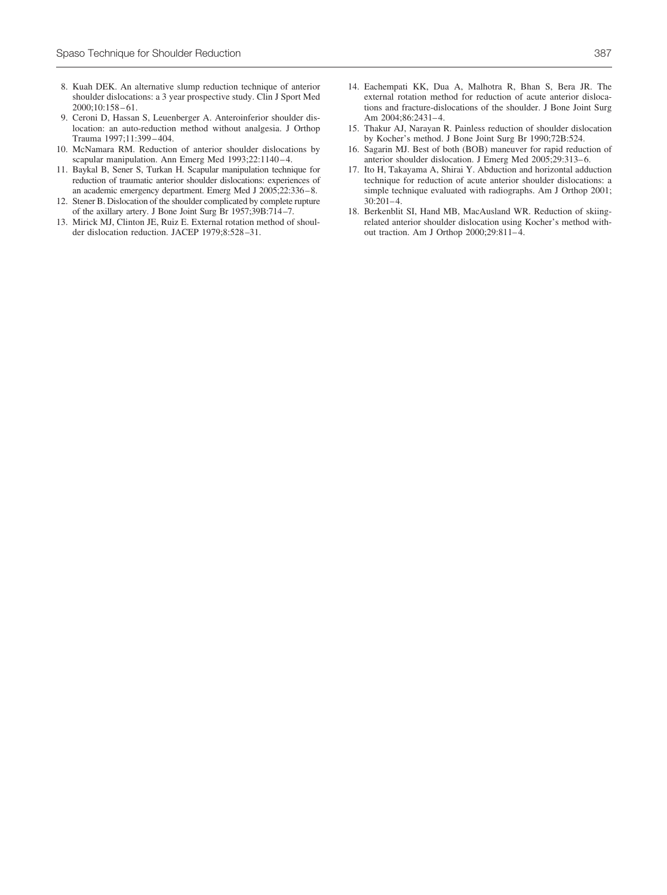8. Kuah DEK. An alternative slump reduction technique of anterior shoulder dislocations: a 3 year prospective study. Clin J Sport Med 2000;10:158–61.
9. Ceroni D, Hassan S, Leuenberger A. Anteroinferior shoulder dislocation: an auto-reduction method without analgesia. J Orthop Trauma 1997;11:399–404.
10. McNamara RM. Reduction of anterior shoulder dislocations by scapular manipulation. Ann Emerg Med 1993;22:1140–4.
11. Baykal B, Sener S, Turkan H. Scapular manipulation technique for reduction of traumatic anterior shoulder dislocations: experiences of an academic emergency department. Emerg Med J 2005;22:336–8.
12. Stener B. Dislocation of the shoulder complicated by complete rupture of the axillary artery. J Bone Joint Surg Br 1957;39B:714–7.
13. Mirick MJ, Clinton JE, Ruiz E. External rotation method of shoulder dislocation reduction. JACEP 1979;8:528–31.
14. Eachempati KK, Dua A, Malhotra R, Bhan S, Bera JR. The external rotation method for reduction of acute anterior dislocations and fracture-dislocations of the shoulder. J Bone Joint Surg Am 2004;86:2431–4.
15. Thakur AJ, Narayan R. Painless reduction of shoulder dislocation by Kocher's method. J Bone Joint Surg Br 1990;72B:524.
16. Sagarin MJ. Best of both (BOB) maneuver for rapid reduction of anterior shoulder dislocation. J Emerg Med 2005;29:313–6.
17. Ito H, Takayama A, Shirai Y. Abduction and horizontal adduction technique for reduction of acute anterior shoulder dislocations: a simple technique evaluated with radiographs. Am J Orthop 2001; 30:201–4.
18. Berkenblit SI, Hand MB, MacAusland WR. Reduction of skiing-related anterior shoulder dislocation using Kocher's method without traction. Am J Orthop 2000;29:811–4.